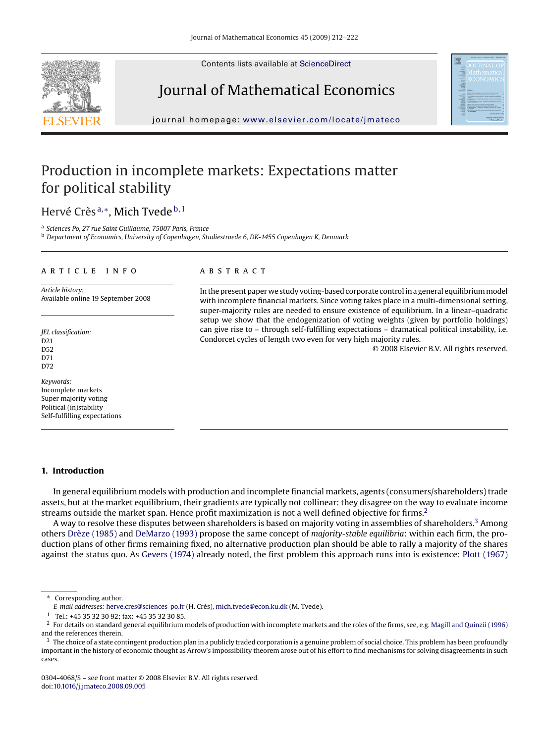# Production in incomplete markets: Expectations matter for political stability

Hervé Crès [a,*], Mich Tvede [b,1]

[a] *Sciences Po, 27 rue Saint Guillaume, 75007 Paris, France*
[b] *Department of Economics, University of Copenhagen, Studiestraede 6, DK-1455 Copenhagen K, Denmark*

ARTICLE INFO

*Article history:*
Available online 19 September 2008

*JEL classification:*
D21
D52
D71
D72

*Keywords:*
Incomplete markets
Super majority voting
Political (in)stability
Self-fulfilling expectations

ABSTRACT

In the present paper we study voting-based corporate control in a general equilibrium model with incomplete financial markets. Since voting takes place in a multi-dimensional setting, super-majority rules are needed to ensure existence of equilibrium. In a linear–quadratic setup we show that the endogenization of voting weights (given by portfolio holdings) can give rise to – through self-fulfilling expectations – dramatical political instability, i.e. Condorcet cycles of length two even for very high majority rules.

© 2008 Elsevier B.V. All rights reserved.

## 1. Introduction

In general equilibrium models with production and incomplete financial markets, agents (consumers/shareholders) trade assets, but at the market equilibrium, their gradients are typically not collinear: they disagree on the way to evaluate income streams outside the market span. Hence profit maximization is not a well defined objective for firms.[2]

A way to resolve these disputes between shareholders is based on majority voting in assemblies of shareholders.[3] Among others Drèze (1985) and DeMarzo (1993) propose the same concept of *majority-stable equilibria*: within each firm, the production plans of other firms remaining fixed, no alternative production plan should be able to rally a majority of the shares against the status quo. As Gevers (1974) already noted, the first problem this approach runs into is existence: Plott (1967)

---

* Corresponding author.
*E-mail addresses:* herve.cres@sciences-po.fr (H. Crès), mich.tvede@econ.ku.dk (M. Tvede).

[1] Tel.: +45 35 32 30 92; fax: +45 35 32 30 85.

[2] For details on standard general equilibrium models of production with incomplete markets and the roles of the firms, see, e.g. Magill and Quinzii (1996) and the references therein.

[3] The choice of a state contingent production plan in a publicly traded corporation is a genuine problem of social choice. This problem has been profoundly important in the history of economic thought as Arrow's impossibility theorem arose out of his effort to find mechanisms for solving disagreements in such cases.

0304-4068/$ – see front matter © 2008 Elsevier B.V. All rights reserved.
doi:10.1016/j.jmateco.2008.09.005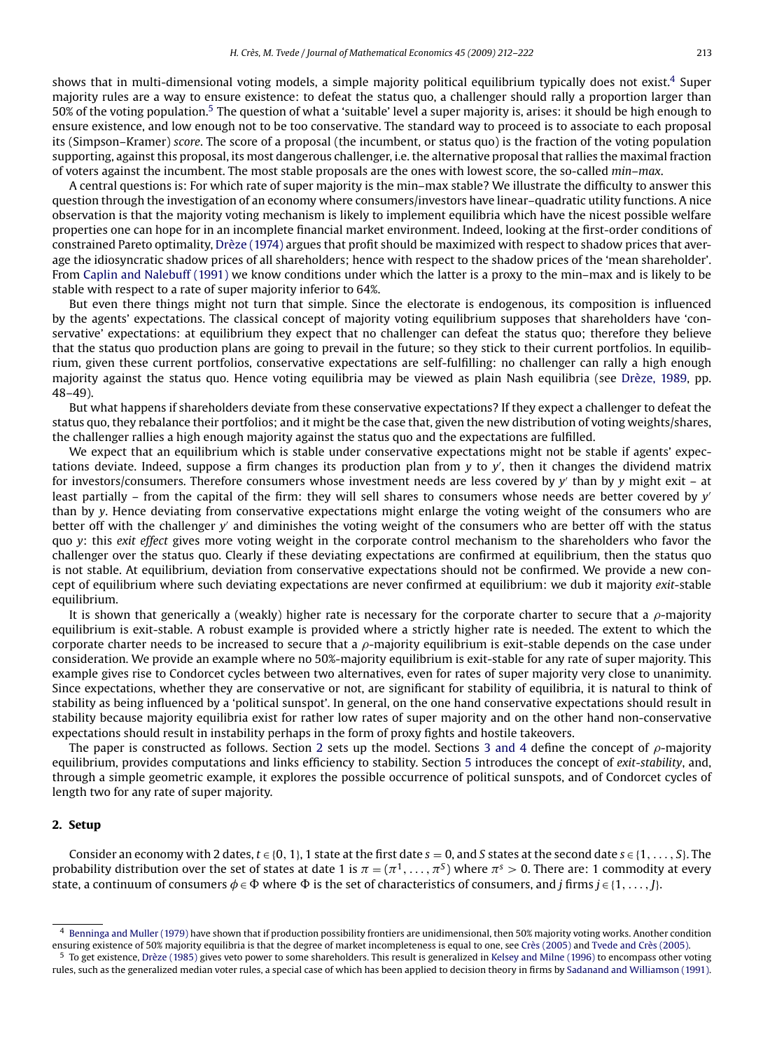shows that in multi-dimensional voting models, a simple majority political equilibrium typically does not exist.[4] Super majority rules are a way to ensure existence: to defeat the status quo, a challenger should rally a proportion larger than 50% of the voting population.[5] The question of what a 'suitable' level a super majority is, arises: it should be high enough to ensure existence, and low enough not to be too conservative. The standard way to proceed is to associate to each proposal its (Simpson–Kramer) *score*. The score of a proposal (the incumbent, or status quo) is the fraction of the voting population supporting, against this proposal, its most dangerous challenger, i.e. the alternative proposal that rallies the maximal fraction of voters against the incumbent. The most stable proposals are the ones with lowest score, the so-called *min–max*.

A central questions is: For which rate of super majority is the min–max stable? We illustrate the difficulty to answer this question through the investigation of an economy where consumers/investors have linear–quadratic utility functions. A nice observation is that the majority voting mechanism is likely to implement equilibria which have the nicest possible welfare properties one can hope for in an incomplete financial market environment. Indeed, looking at the first-order conditions of constrained Pareto optimality, Drèze (1974) argues that profit should be maximized with respect to shadow prices that average the idiosyncratic shadow prices of all shareholders; hence with respect to the shadow prices of the 'mean shareholder'. From Caplin and Nalebuff (1991) we know conditions under which the latter is a proxy to the min–max and is likely to be stable with respect to a rate of super majority inferior to 64%.

But even there things might not turn that simple. Since the electorate is endogenous, its composition is influenced by the agents' expectations. The classical concept of majority voting equilibrium supposes that shareholders have 'conservative' expectations: at equilibrium they expect that no challenger can defeat the status quo; therefore they believe that the status quo production plans are going to prevail in the future; so they stick to their current portfolios. In equilibrium, given these current portfolios, conservative expectations are self-fulfilling: no challenger can rally a high enough majority against the status quo. Hence voting equilibria may be viewed as plain Nash equilibria (see Drèze, 1989, pp. 48–49).

But what happens if shareholders deviate from these conservative expectations? If they expect a challenger to defeat the status quo, they rebalance their portfolios; and it might be the case that, given the new distribution of voting weights/shares, the challenger rallies a high enough majority against the status quo and the expectations are fulfilled.

We expect that an equilibrium which is stable under conservative expectations might not be stable if agents' expectations deviate. Indeed, suppose a firm changes its production plan from $y$ to $y'$, then it changes the dividend matrix for investors/consumers. Therefore consumers whose investment needs are less covered by $y'$ than by $y$ might exit – at least partially – from the capital of the firm: they will sell shares to consumers whose needs are better covered by $y'$ than by $y$. Hence deviating from conservative expectations might enlarge the voting weight of the consumers who are better off with the challenger $y'$ and diminishes the voting weight of the consumers who are better off with the status quo $y$: this *exit effect* gives more voting weight in the corporate control mechanism to the shareholders who favor the challenger over the status quo. Clearly if these deviating expectations are confirmed at equilibrium, then the status quo is not stable. At equilibrium, deviation from conservative expectations should not be confirmed. We provide a new concept of equilibrium where such deviating expectations are never confirmed at equilibrium: we dub it majority *exit*-stable equilibrium.

It is shown that generically a (weakly) higher rate is necessary for the corporate charter to secure that a $\rho$-majority equilibrium is exit-stable. A robust example is provided where a strictly higher rate is needed. The extent to which the corporate charter needs to be increased to secure that a $\rho$-majority equilibrium is exit-stable depends on the case under consideration. We provide an example where no 50%-majority equilibrium is exit-stable for any rate of super majority. This example gives rise to Condorcet cycles between two alternatives, even for rates of super majority very close to unanimity. Since expectations, whether they are conservative or not, are significant for stability of equilibria, it is natural to think of stability as being influenced by a 'political sunspot'. In general, on the one hand conservative expectations should result in stability because majority equilibria exist for rather low rates of super majority and on the other hand non-conservative expectations should result in instability perhaps in the form of proxy fights and hostile takeovers.

The paper is constructed as follows. Section 2 sets up the model. Sections 3 and 4 define the concept of $\rho$-majority equilibrium, provides computations and links efficiency to stability. Section 5 introduces the concept of *exit-stability*, and, through a simple geometric example, it explores the possible occurrence of political sunspots, and of Condorcet cycles of length two for any rate of super majority.

## 2. Setup

Consider an economy with 2 dates, $t \in \{0, 1\}$, 1 state at the first date $s = 0$, and $S$ states at the second date $s \in \{1, \ldots, S\}$. The probability distribution over the set of states at date 1 is $\pi = (\pi^1, \ldots, \pi^S)$ where $\pi^s > 0$. There are: 1 commodity at every state, a continuum of consumers $\phi \in \Phi$ where $\Phi$ is the set of characteristics of consumers, and $j$ firms $j \in \{1, \ldots, J\}$.

---

[4] Benninga and Muller (1979) have shown that if production possibility frontiers are unidimensional, then 50% majority voting works. Another condition ensuring existence of 50% majority equilibria is that the degree of market incompleteness is equal to one, see Crès (2005) and Tvede and Crès (2005).

[5] To get existence, Drèze (1985) gives veto power to some shareholders. This result is generalized in Kelsey and Milne (1996) to encompass other voting rules, such as the generalized median voter rules, a special case of which has been applied to decision theory in firms by Sadanand and Williamson (1991).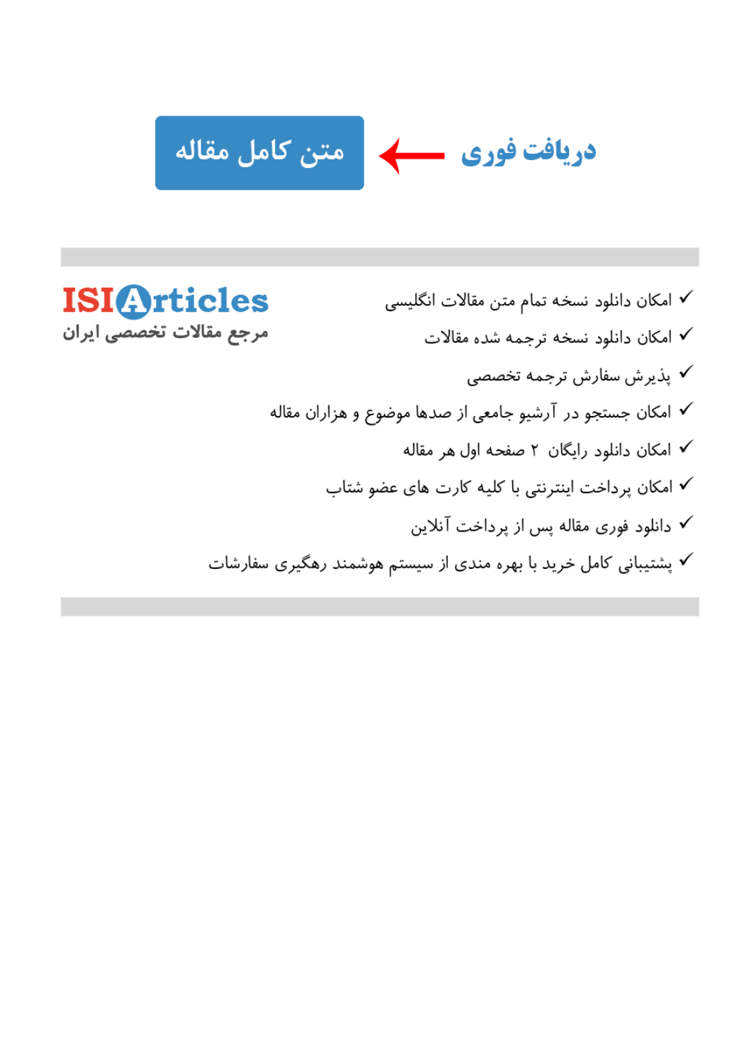دریافت فوری ← متن کامل مقاله

**ISIArticles**
مرجع مقالات تخصصی ایران

- ✓ امکان دانلود نسخه تمام متن مقالات انگلیسی
- ✓ امکان دانلود نسخه ترجمه شده مقالات
- ✓ پذیرش سفارش ترجمه تخصصی
- ✓ امکان جستجو در آرشیو جامعی از صدها موضوع و هزاران مقاله
- ✓ امکان دانلود رایگان ۲ صفحه اول هر مقاله
- ✓ امکان پرداخت اینترنتی با کلیه کارت های عضو شتاب
- ✓ دانلود فوری مقاله پس از پرداخت آنلاین
- ✓ پشتیبانی کامل خرید با بهره مندی از سیستم هوشمند رهگیری سفارشات